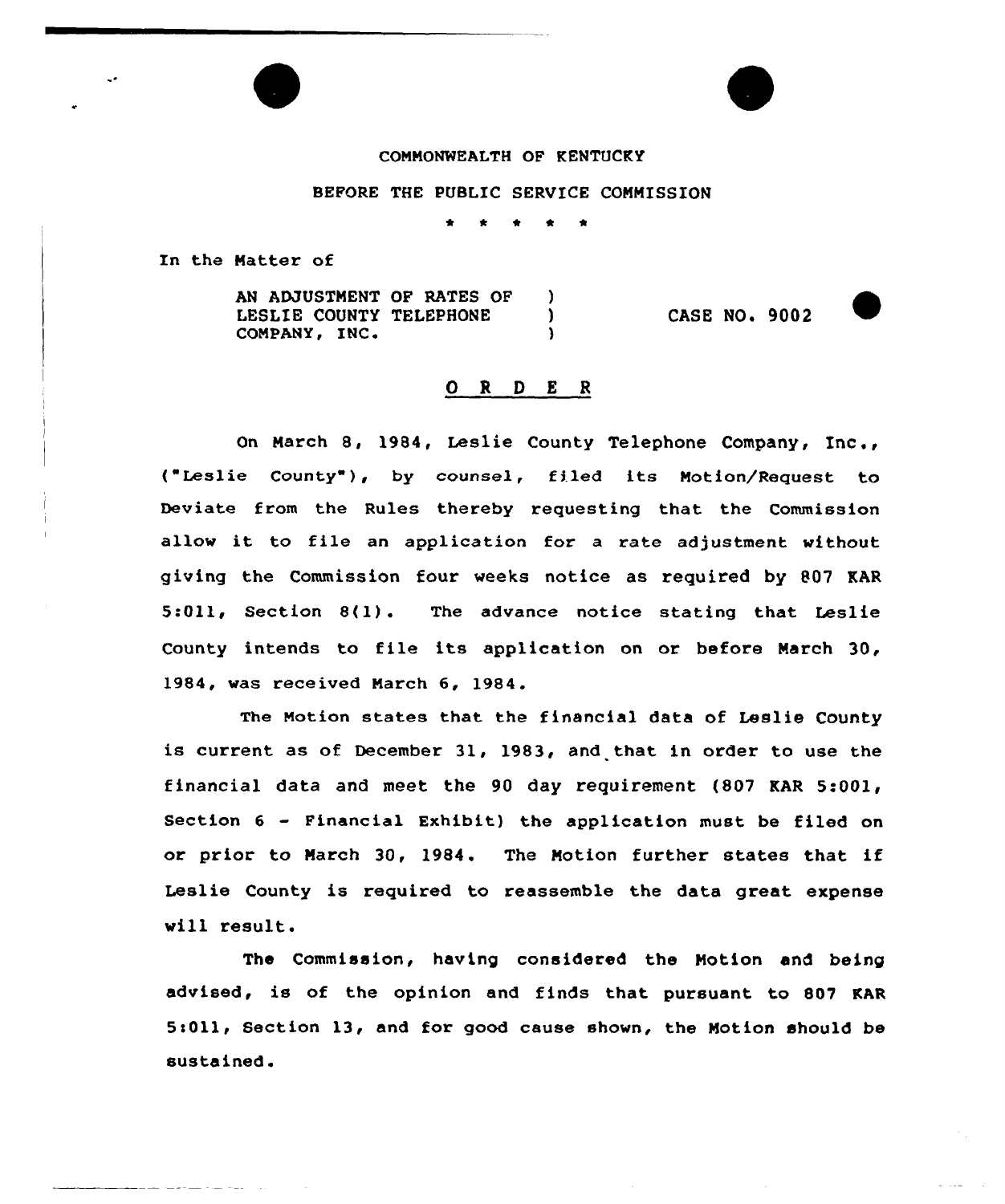COMMONWEALTH OF KENTUCKY

BEFORE THE PUBLIC SERVICE COMMISSION

\* \* \* \* \*

In the Matter of

| | | |
|---|---|---|
| AN ADJUSTMENT OF RATES OF LESLIE COUNTY TELEPHONE COMPANY, INC. | ) | CASE NO. 9002 |

O R D E R

On March 8, 1984, Leslie County Telephone Company, Inc., ("Leslie County"), by counsel, filed its Motion/Request to Deviate from the Rules thereby requesting that the Commission allow it to file an application for a rate adjustment without giving the Commission four weeks notice as required by 807 KAR 5:011, Section 8(1). The advance notice stating that Leslie County intends to file its application on or before March 30, 1984, was received March 6, 1984.

The Motion states that the financial data of Leslie County is current as of December 31, 1983, and that in order to use the financial data and meet the 90 day requirement (807 KAR 5:001, Section 6 - Financial Exhibit) the application must be filed on or prior to March 30, 1984. The Motion further states that if Leslie County is required to reassemble the data great expense will result.

The Commission, having considered the Motion and being advised, is of the opinion and finds that pursuant to 807 KAR 5:011, Section 13, and for good cause shown, the Motion should be sustained.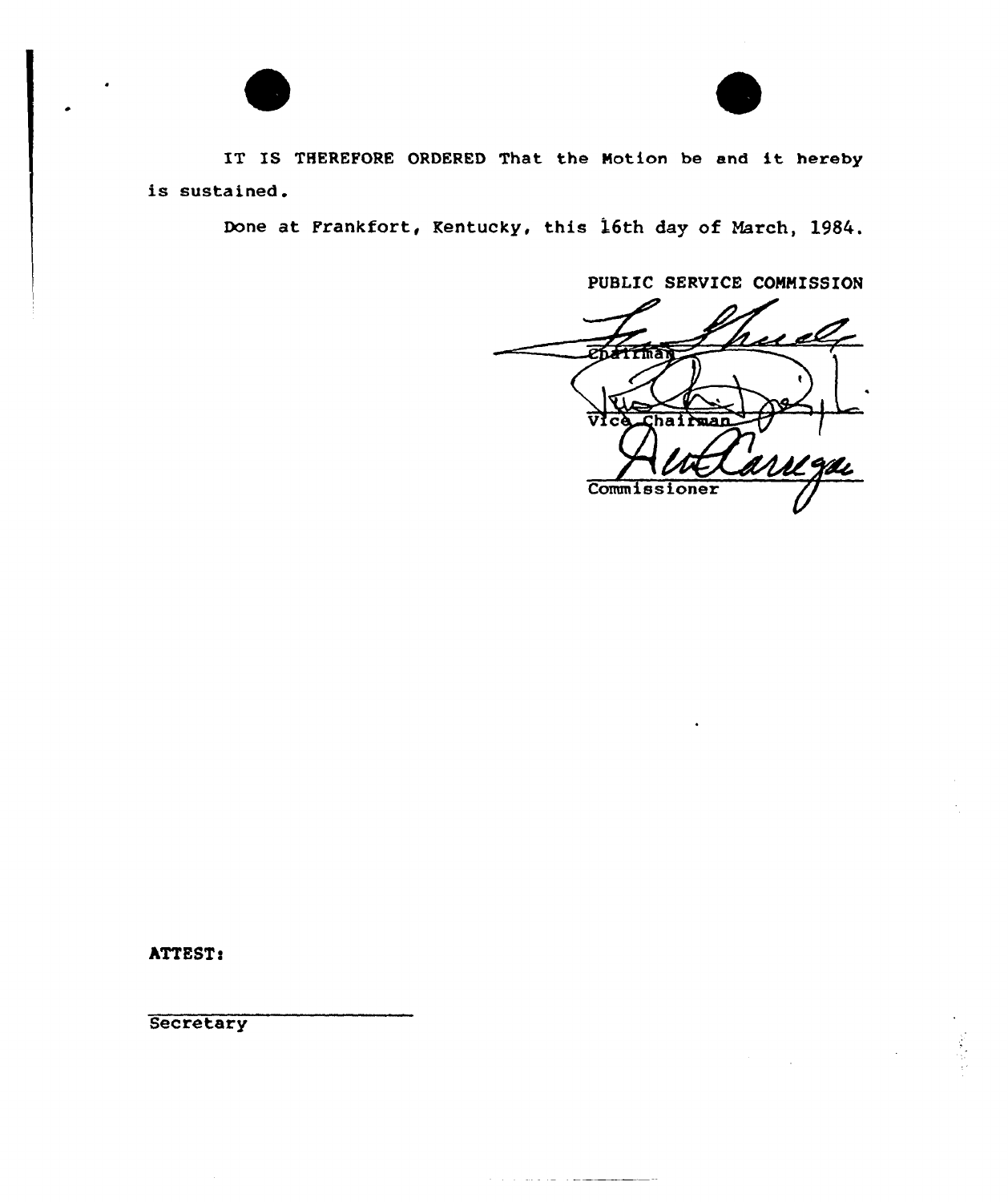IT IS THEREFORE ORDERED That the Motion be and it hereby is sustained.

Done at Frankfort, Kentucky, this 16th day of March, 1984.

PUBLIC SERVICE COMMISSION

Chairman

Vice Chairman

Commissioner

ATTEST:

Secretary